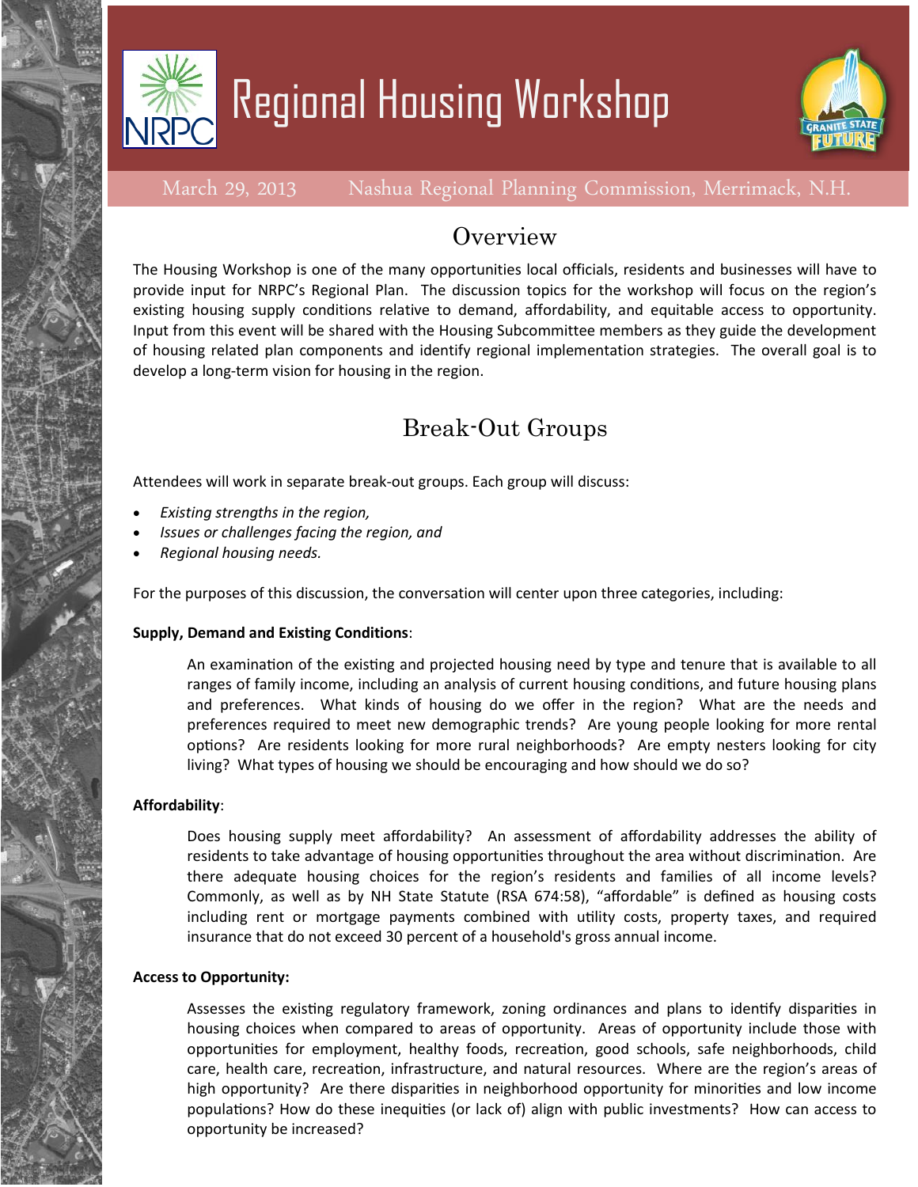# Regional Housing Workshop

March 29, 2013 Nashua Regional Planning Commission, Merrimack, N.H.

## Overview

The Housing Workshop is one of the many opportunities local officials, residents and businesses will have to provide input for NRPC's Regional Plan. The discussion topics for the workshop will focus on the region's existing housing supply conditions relative to demand, affordability, and equitable access to opportunity. Input from this event will be shared with the Housing Subcommittee members as they guide the development of housing related plan components and identify regional implementation strategies. The overall goal is to develop a long-term vision for housing in the region.

## Break-Out Groups

Attendees will work in separate break-out groups. Each group will discuss:

- *Existing strengths in the region,*
- *Issues or challenges facing the region, and*
- *Regional housing needs.*

For the purposes of this discussion, the conversation will center upon three categories, including:

**Supply, Demand and Existing Conditions**:

An examination of the existing and projected housing need by type and tenure that is available to all ranges of family income, including an analysis of current housing conditions, and future housing plans and preferences. What kinds of housing do we offer in the region? What are the needs and preferences required to meet new demographic trends? Are young people looking for more rental options? Are residents looking for more rural neighborhoods? Are empty nesters looking for city living? What types of housing we should be encouraging and how should we do so?

**Affordability**:

Does housing supply meet affordability? An assessment of affordability addresses the ability of residents to take advantage of housing opportunities throughout the area without discrimination. Are there adequate housing choices for the region's residents and families of all income levels? Commonly, as well as by NH State Statute (RSA 674:58), "affordable" is defined as housing costs including rent or mortgage payments combined with utility costs, property taxes, and required insurance that do not exceed 30 percent of a household's gross annual income.

**Access to Opportunity:**

Assesses the existing regulatory framework, zoning ordinances and plans to identify disparities in housing choices when compared to areas of opportunity. Areas of opportunity include those with opportunities for employment, healthy foods, recreation, good schools, safe neighborhoods, child care, health care, recreation, infrastructure, and natural resources. Where are the region's areas of high opportunity? Are there disparities in neighborhood opportunity for minorities and low income populations? How do these inequities (or lack of) align with public investments? How can access to opportunity be increased?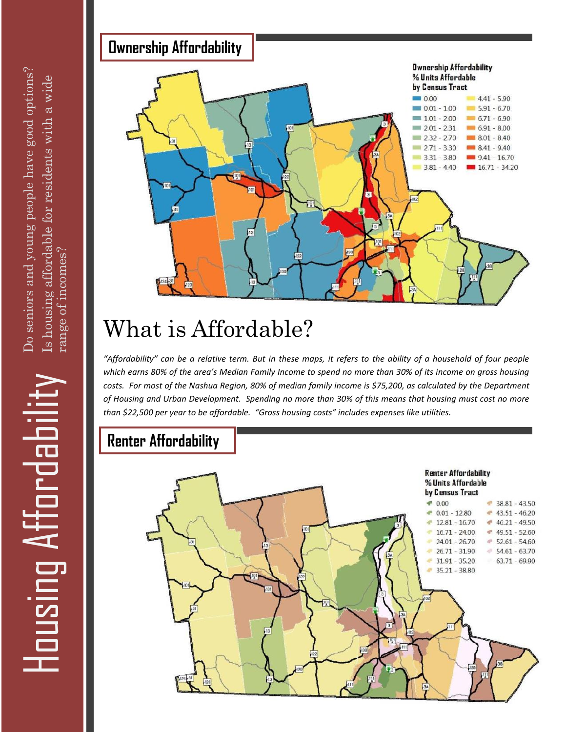# Housing Affordability

Do seniors and young people have good options? Is housing affordable for residents with a wide range of incomes?

## Ownership Affordability

**Ownership Affordability % Units Affordable by Census Tract**

| | |
|---|---|
| 0.00 | 4.41 - 5.90 |
| 0.01 - 1.00 | 5.91 - 6.70 |
| 1.01 - 2.00 | 6.71 - 6.90 |
| 2.01 - 2.31 | 6.91 - 8.00 |
| 2.32 - 2.70 | 8.01 - 8.40 |
| 2.71 - 3.30 | 8.41 - 9.40 |
| 3.31 - 3.80 | 9.41 - 16.70 |
| 3.81 - 4.40 | 16.71 - 34.20 |

## What is Affordable?

*"Affordability" can be a relative term. But in these maps, it refers to the ability of a household of four people which earns 80% of the area's Median Family Income to spend no more than 30% of its income on gross housing costs. For most of the Nashua Region, 80% of median family income is $75,200, as calculated by the Department of Housing and Urban Development. Spending no more than 30% of this means that housing must cost no more than $22,500 per year to be affordable. "Gross housing costs" includes expenses like utilities.*

## Renter Affordability

**Renter Affordability % Units Affordable by Census Tract**

| | |
|---|---|
| 0.00 | 38.81 - 43.50 |
| 0.01 - 12.80 | 43.51 - 46.20 |
| 12.81 - 16.70 | 46.21 - 49.50 |
| 16.71 - 24.00 | 49.51 - 52.60 |
| 24.01 - 26.70 | 52.61 - 54.60 |
| 26.71 - 31.90 | 54.61 - 63.70 |
| 31.91 - 35.20 | 63.71 - 69.90 |
| 35.21 - 38.80 | |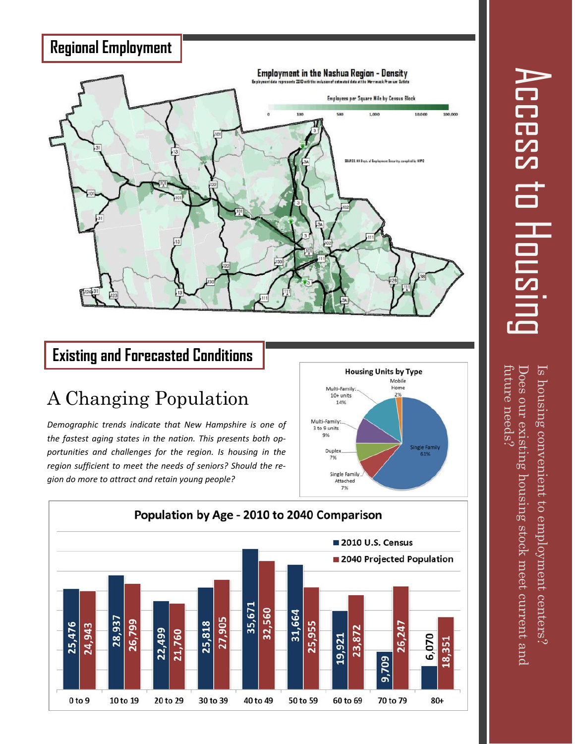## Regional Employment

**Employment in the Nashua Region - Density**

Employment data represents 2010 with the inclusion of estimated data at the Merrimack Premium Outlets

Employees per Square Mile by Census Block

0 | 100 | 500 | 1,000 | 10,000 | 100,000

SOURCE: NH Dept. of Employment Security, compiled by NRPC

## Existing and Forecasted Conditions

# A Changing Population

*Demographic trends indicate that New Hampshire is one of the fastest aging states in the nation. This presents both opportunities and challenges for the region. Is housing in the region sufficient to meet the needs of seniors? Should the region do more to attract and retain young people?*

**Housing Units by Type**

| Type | Share |
|---|---|
| Single Family | 61% |
| Single Family Attached | 7% |
| Duplex | 7% |
| Multi-Family: 3 to 9 units | 9% |
| Multi-Family: 10+ units | 14% |
| Mobile Home | 2% |

**Population by Age - 2010 to 2040 Comparison**

| Age | 2010 U.S. Census | 2040 Projected Population |
|---|---|---|
| 0 to 9 | 25,476 | 24,943 |
| 10 to 19 | 28,937 | 26,799 |
| 20 to 29 | 22,499 | 21,760 |
| 30 to 39 | 25,818 | 27,905 |
| 40 to 49 | 35,671 | 32,560 |
| 50 to 59 | 31,664 | 25,955 |
| 60 to 69 | 19,921 | 23,872 |
| 70 to 79 | 9,709 | 26,247 |
| 80+ | 6,070 | 18,351 |

# Access to Housing

Is housing convenient to employment centers? Does our existing housing stock meet current and future needs?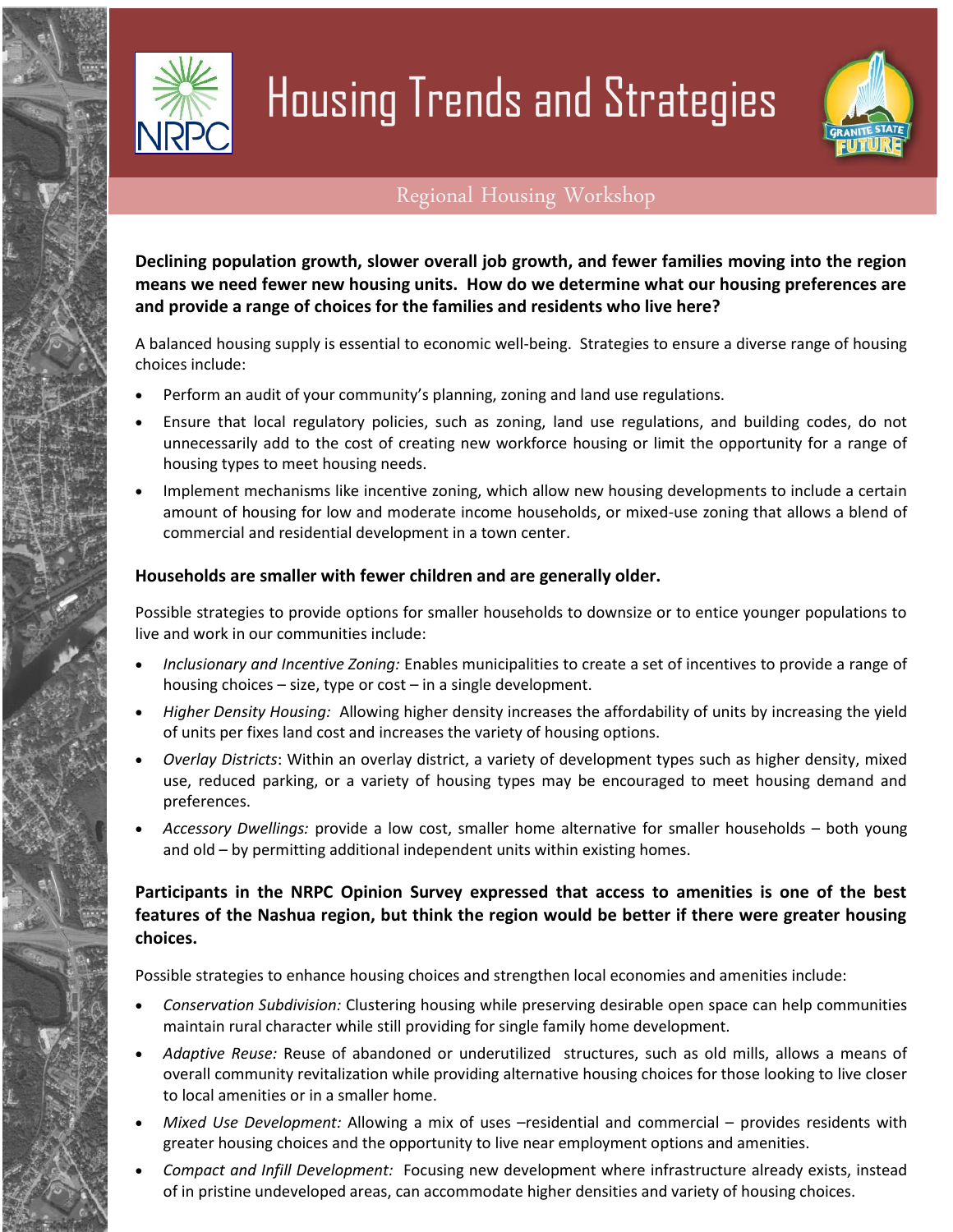# Housing Trends and Strategies

Regional Housing Workshop

**Declining population growth, slower overall job growth, and fewer families moving into the region means we need fewer new housing units. How do we determine what our housing preferences are and provide a range of choices for the families and residents who live here?**

A balanced housing supply is essential to economic well-being. Strategies to ensure a diverse range of housing choices include:

- Perform an audit of your community's planning, zoning and land use regulations.
- Ensure that local regulatory policies, such as zoning, land use regulations, and building codes, do not unnecessarily add to the cost of creating new workforce housing or limit the opportunity for a range of housing types to meet housing needs.
- Implement mechanisms like incentive zoning, which allow new housing developments to include a certain amount of housing for low and moderate income households, or mixed-use zoning that allows a blend of commercial and residential development in a town center.

**Households are smaller with fewer children and are generally older.**

Possible strategies to provide options for smaller households to downsize or to entice younger populations to live and work in our communities include:

- *Inclusionary and Incentive Zoning:* Enables municipalities to create a set of incentives to provide a range of housing choices – size, type or cost – in a single development.
- *Higher Density Housing:* Allowing higher density increases the affordability of units by increasing the yield of units per fixes land cost and increases the variety of housing options.
- *Overlay Districts*: Within an overlay district, a variety of development types such as higher density, mixed use, reduced parking, or a variety of housing types may be encouraged to meet housing demand and preferences.
- *Accessory Dwellings:* provide a low cost, smaller home alternative for smaller households – both young and old – by permitting additional independent units within existing homes.

**Participants in the NRPC Opinion Survey expressed that access to amenities is one of the best features of the Nashua region, but think the region would be better if there were greater housing choices.**

Possible strategies to enhance housing choices and strengthen local economies and amenities include:

- *Conservation Subdivision:* Clustering housing while preserving desirable open space can help communities maintain rural character while still providing for single family home development.
- *Adaptive Reuse:* Reuse of abandoned or underutilized structures, such as old mills, allows a means of overall community revitalization while providing alternative housing choices for those looking to live closer to local amenities or in a smaller home.
- *Mixed Use Development:* Allowing a mix of uses –residential and commercial – provides residents with greater housing choices and the opportunity to live near employment options and amenities.
- *Compact and Infill Development:* Focusing new development where infrastructure already exists, instead of in pristine undeveloped areas, can accommodate higher densities and variety of housing choices.